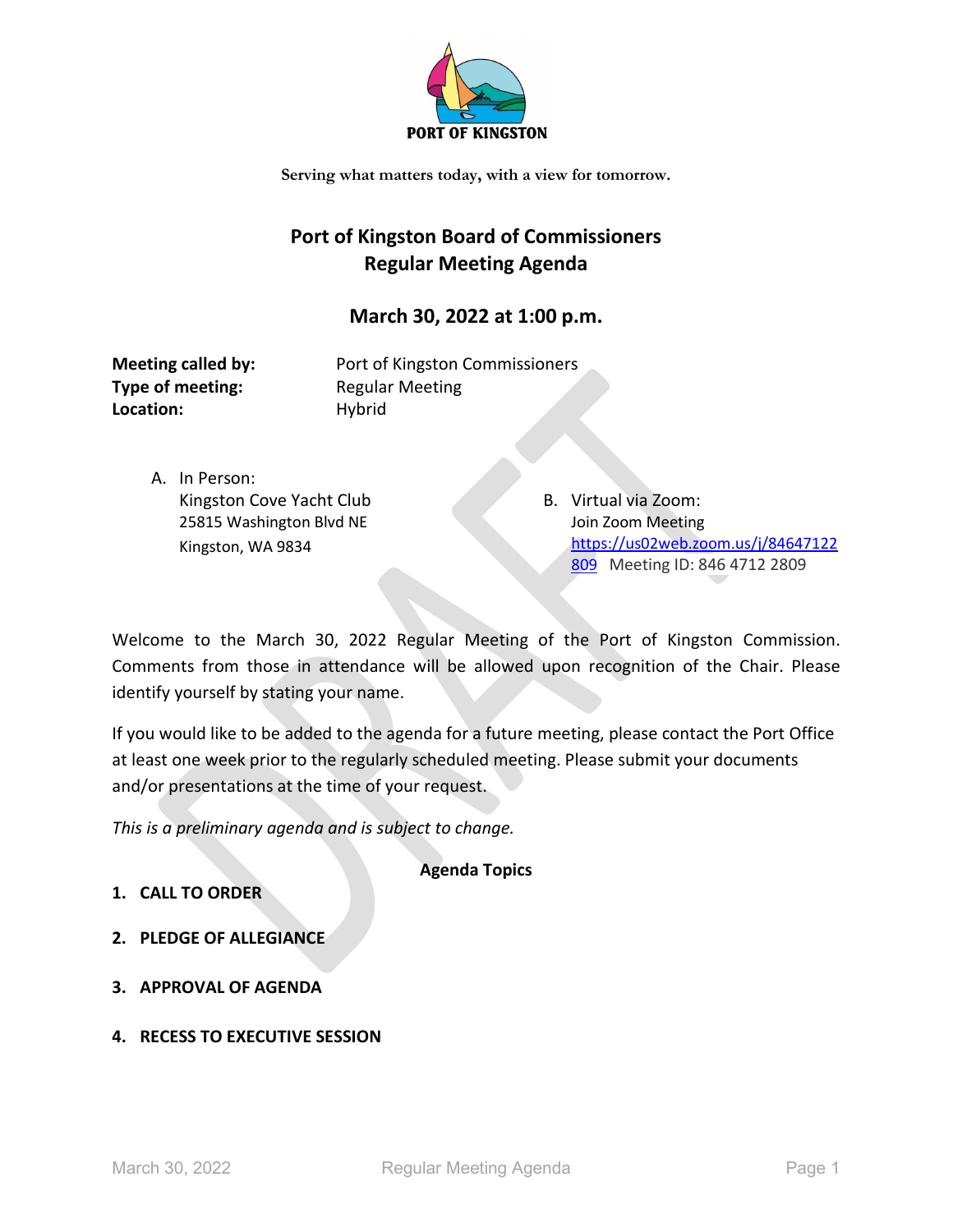PORT OF KINGSTON

Serving what matters today, with a view for tomorrow.

# Port of Kingston Board of Commissioners
# Regular Meeting Agenda

## March 30, 2022 at 1:00 p.m.

**Meeting called by:** Port of Kingston Commissioners
**Type of meeting:** Regular Meeting
**Location:** Hybrid

A. In Person:
Kingston Cove Yacht Club
25815 Washington Blvd NE
Kingston, WA 9834

B. Virtual via Zoom:
Join Zoom Meeting
https://us02web.zoom.us/j/84647122809 Meeting ID: 846 4712 2809

Welcome to the March 30, 2022 Regular Meeting of the Port of Kingston Commission. Comments from those in attendance will be allowed upon recognition of the Chair. Please identify yourself by stating your name.

If you would like to be added to the agenda for a future meeting, please contact the Port Office at least one week prior to the regularly scheduled meeting. Please submit your documents and/or presentations at the time of your request.

*This is a preliminary agenda and is subject to change.*

**Agenda Topics**

1. **CALL TO ORDER**
2. **PLEDGE OF ALLEGIANCE**
3. **APPROVAL OF AGENDA**
4. **RECESS TO EXECUTIVE SESSION**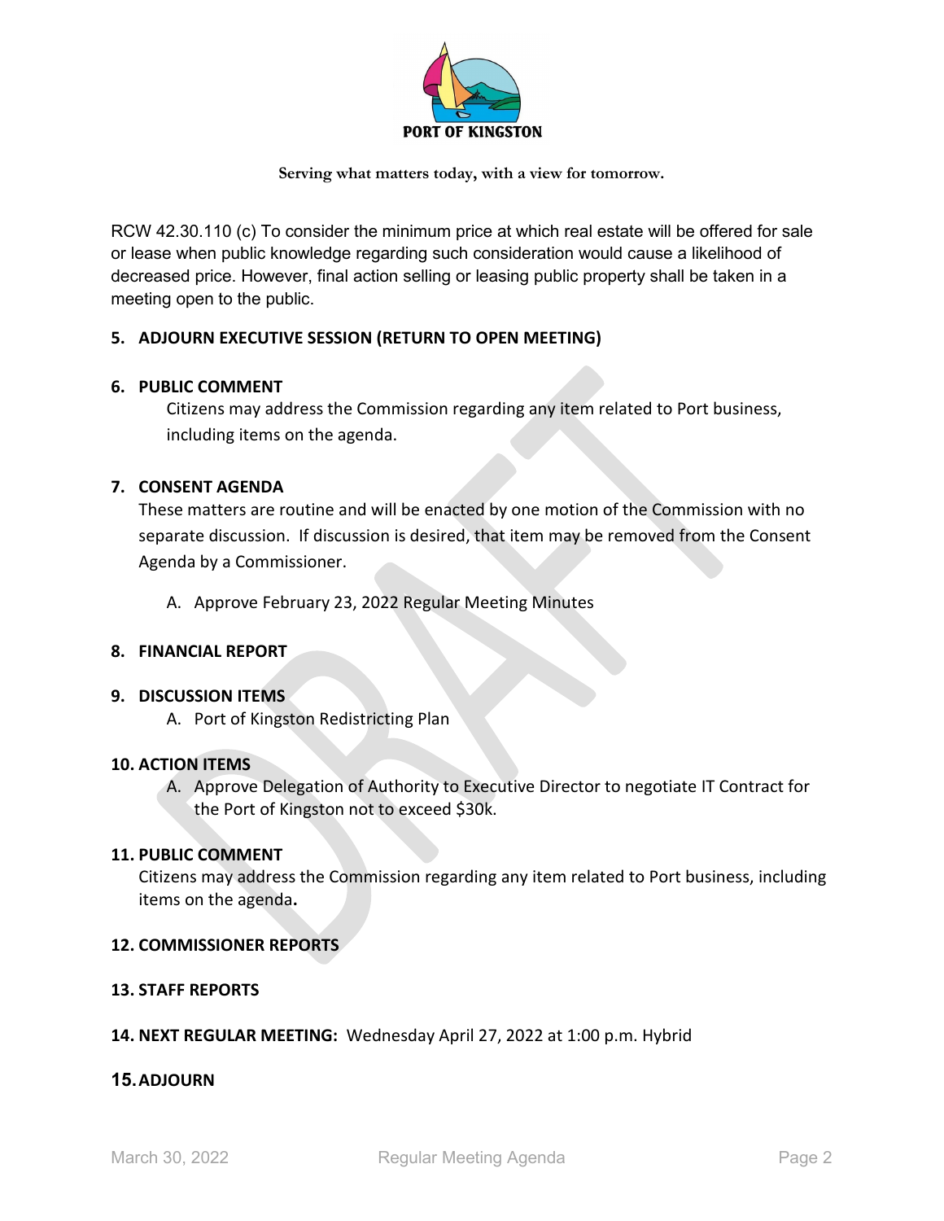PORT OF KINGSTON

Serving what matters today, with a view for tomorrow.

RCW 42.30.110 (c) To consider the minimum price at which real estate will be offered for sale or lease when public knowledge regarding such consideration would cause a likelihood of decreased price. However, final action selling or leasing public property shall be taken in a meeting open to the public.

**5. ADJOURN EXECUTIVE SESSION (RETURN TO OPEN MEETING)**

**6. PUBLIC COMMENT**

Citizens may address the Commission regarding any item related to Port business, including items on the agenda.

**7. CONSENT AGENDA**

These matters are routine and will be enacted by one motion of the Commission with no separate discussion. If discussion is desired, that item may be removed from the Consent Agenda by a Commissioner.

A. Approve February 23, 2022 Regular Meeting Minutes

**8. FINANCIAL REPORT**

**9. DISCUSSION ITEMS**

A. Port of Kingston Redistricting Plan

**10. ACTION ITEMS**

A. Approve Delegation of Authority to Executive Director to negotiate IT Contract for the Port of Kingston not to exceed $30k.

**11. PUBLIC COMMENT**

Citizens may address the Commission regarding any item related to Port business, including items on the agenda**.**

**12. COMMISSIONER REPORTS**

**13. STAFF REPORTS**

**14. NEXT REGULAR MEETING:** Wednesday April 27, 2022 at 1:00 p.m. Hybrid

**15. ADJOURN**

DRAFT